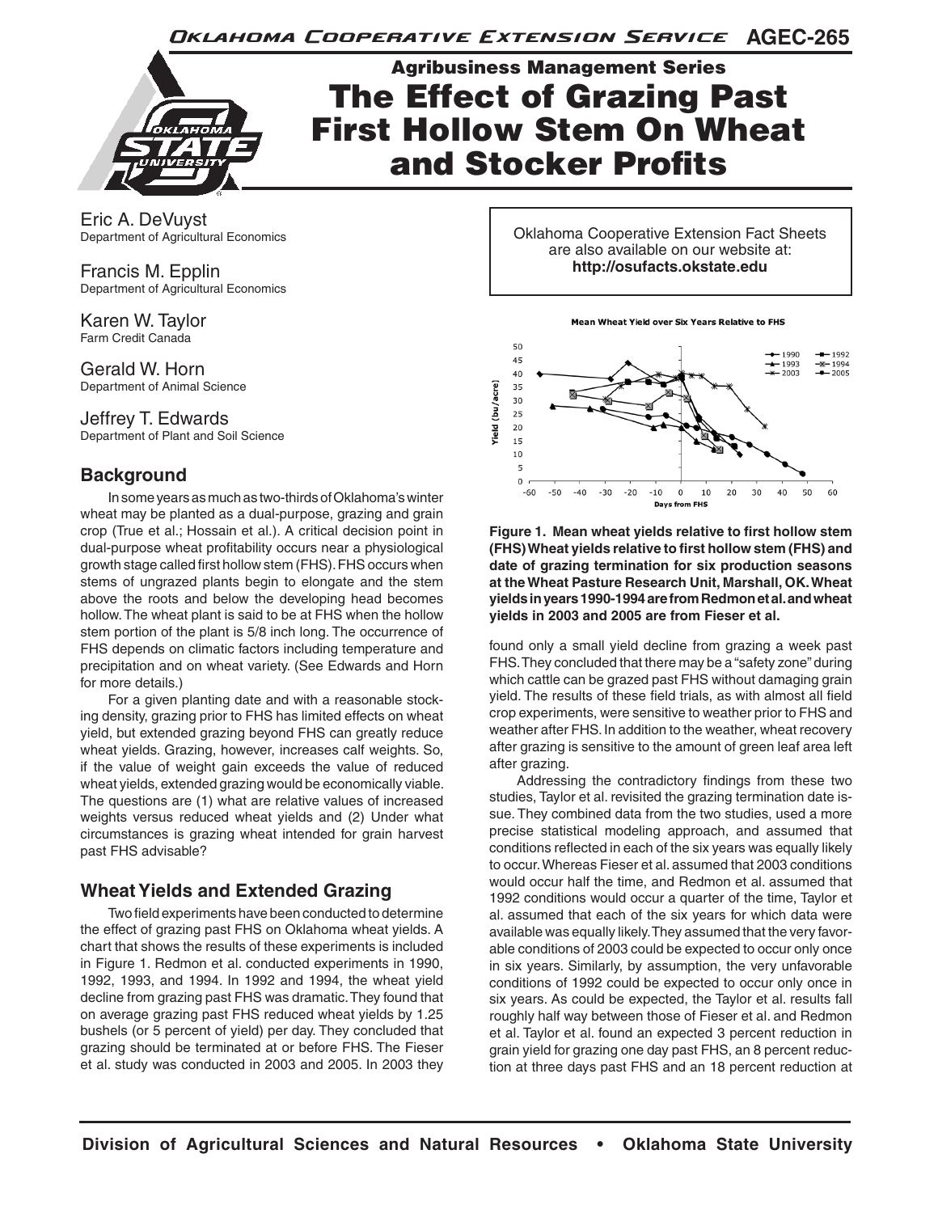# The Effect of Grazing Past First Hollow Stem On Wheat and Stocker Profits

Agribusiness Management Series

AGEC-265

Eric A. DeVuyst
Department of Agricultural Economics

Francis M. Epplin
Department of Agricultural Economics

Karen W. Taylor
Farm Credit Canada

Gerald W. Horn
Department of Animal Science

Jeffrey T. Edwards
Department of Plant and Soil Science

Oklahoma Cooperative Extension Fact Sheets are also available on our website at: **http://osufacts.okstate.edu**

## Background

In some years as much as two-thirds of Oklahoma's winter wheat may be planted as a dual-purpose, grazing and grain crop (True et al.; Hossain et al.). A critical decision point in dual-purpose wheat profitability occurs near a physiological growth stage called first hollow stem (FHS). FHS occurs when stems of ungrazed plants begin to elongate and the stem above the roots and below the developing head becomes hollow. The wheat plant is said to be at FHS when the hollow stem portion of the plant is 5/8 inch long. The occurrence of FHS depends on climatic factors including temperature and precipitation and on wheat variety. (See Edwards and Horn for more details.)

For a given planting date and with a reasonable stocking density, grazing prior to FHS has limited effects on wheat yield, but extended grazing beyond FHS can greatly reduce wheat yields. Grazing, however, increases calf weights. So, if the value of weight gain exceeds the value of reduced wheat yields, extended grazing would be economically viable. The questions are (1) what are relative values of increased weights versus reduced wheat yields and (2) Under what circumstances is grazing wheat intended for grain harvest past FHS advisable?

## Wheat Yields and Extended Grazing

Two field experiments have been conducted to determine the effect of grazing past FHS on Oklahoma wheat yields. A chart that shows the results of these experiments is included in Figure 1. Redmon et al. conducted experiments in 1990, 1992, 1993, and 1994. In 1992 and 1994, the wheat yield decline from grazing past FHS was dramatic. They found that on average grazing past FHS reduced wheat yields by 1.25 bushels (or 5 percent of yield) per day. They concluded that grazing should be terminated at or before FHS. The Fieser et al. study was conducted in 2003 and 2005. In 2003 they found only a small yield decline from grazing a week past FHS. They concluded that there may be a "safety zone" during which cattle can be grazed past FHS without damaging grain yield. The results of these field trials, as with almost all field crop experiments, were sensitive to weather prior to FHS and weather after FHS. In addition to the weather, wheat recovery after grazing is sensitive to the amount of green leaf area left after grazing.

Addressing the contradictory findings from these two studies, Taylor et al. revisited the grazing termination date issue. They combined data from the two studies, used a more precise statistical modeling approach, and assumed that conditions reflected in each of the six years was equally likely to occur. Whereas Fieser et al. assumed that 2003 conditions would occur half the time, and Redmon et al. assumed that 1992 conditions would occur a quarter of the time, Taylor et al. assumed that each of the six years for which data were available was equally likely. They assumed that the very favorable conditions of 2003 could be expected to occur only once in six years. Similarly, by assumption, the very unfavorable conditions of 1992 could be expected to occur only once in six years. As could be expected, the Taylor et al. results fall roughly half way between those of Fieser et al. and Redmon et al. Taylor et al. found an expected 3 percent reduction in grain yield for grazing one day past FHS, an 8 percent reduction at three days past FHS and an 18 percent reduction at

**Figure 1. Mean wheat yields relative to first hollow stem (FHS) Wheat yields relative to first hollow stem (FHS) and date of grazing termination for six production seasons at the Wheat Pasture Research Unit, Marshall, OK. Wheat yields in years 1990-1994 are from Redmon et al. and wheat yields in 2003 and 2005 are from Fieser et al.**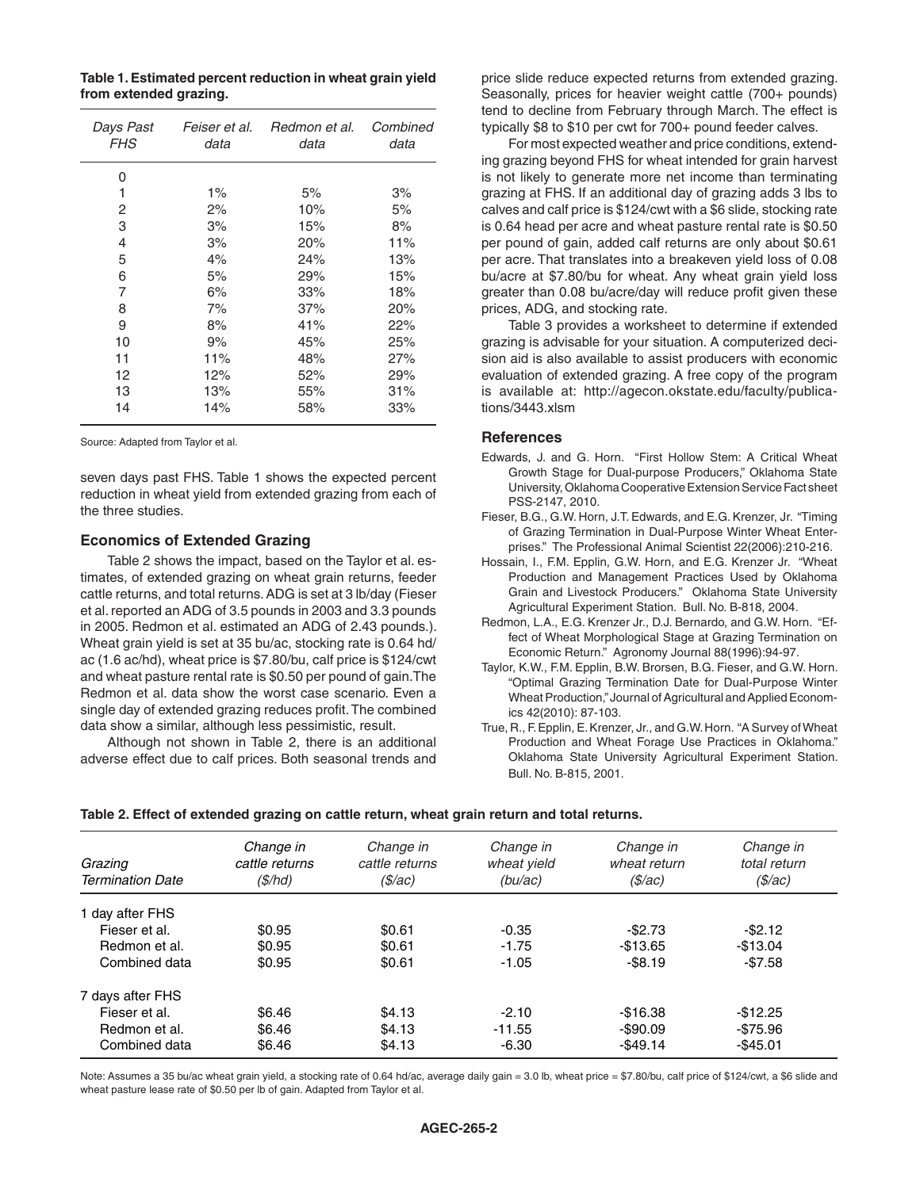**Table 1. Estimated percent reduction in wheat grain yield from extended grazing.**

| *Days Past FHS* | *Feiser et al. data* | *Redmon et al. data* | *Combined data* |
|---|---|---|---|
| 0 | | | |
| 1 | 1% | 5% | 3% |
| 2 | 2% | 10% | 5% |
| 3 | 3% | 15% | 8% |
| 4 | 3% | 20% | 11% |
| 5 | 4% | 24% | 13% |
| 6 | 5% | 29% | 15% |
| 7 | 6% | 33% | 18% |
| 8 | 7% | 37% | 20% |
| 9 | 8% | 41% | 22% |
| 10 | 9% | 45% | 25% |
| 11 | 11% | 48% | 27% |
| 12 | 12% | 52% | 29% |
| 13 | 13% | 55% | 31% |
| 14 | 14% | 58% | 33% |

Source: Adapted from Taylor et al.

seven days past FHS. Table 1 shows the expected percent reduction in wheat yield from extended grazing from each of the three studies.

### Economics of Extended Grazing

Table 2 shows the impact, based on the Taylor et al. estimates, of extended grazing on wheat grain returns, feeder cattle returns, and total returns. ADG is set at 3 lb/day (Fieser et al. reported an ADG of 3.5 pounds in 2003 and 3.3 pounds in 2005. Redmon et al. estimated an ADG of 2.43 pounds.). Wheat grain yield is set at 35 bu/ac, stocking rate is 0.64 hd/ac (1.6 ac/hd), wheat price is $7.80/bu, calf price is $124/cwt and wheat pasture rental rate is $0.50 per pound of gain. The Redmon et al. data show the worst case scenario. Even a single day of extended grazing reduces profit. The combined data show a similar, although less pessimistic, result.

Although not shown in Table 2, there is an additional adverse effect due to calf prices. Both seasonal trends and price slide reduce expected returns from extended grazing. Seasonally, prices for heavier weight cattle (700+ pounds) tend to decline from February through March. The effect is typically $8 to $10 per cwt for 700+ pound feeder calves.

For most expected weather and price conditions, extending grazing beyond FHS for wheat intended for grain harvest is not likely to generate more net income than terminating grazing at FHS. If an additional day of grazing adds 3 lbs to calves and calf price is $124/cwt with a $6 slide, stocking rate is 0.64 head per acre and wheat pasture rental rate is $0.50 per pound of gain, added calf returns are only about $0.61 per acre. That translates into a breakeven yield loss of 0.08 bu/acre at $7.80/bu for wheat. Any wheat grain yield loss greater than 0.08 bu/acre/day will reduce profit given these prices, ADG, and stocking rate.

Table 3 provides a worksheet to determine if extended grazing is advisable for your situation. A computerized decision aid is also available to assist producers with economic evaluation of extended grazing. A free copy of the program is available at: http://agecon.okstate.edu/faculty/publications/3443.xlsm

### References

Edwards, J. and G. Horn. "First Hollow Stem: A Critical Wheat Growth Stage for Dual-purpose Producers," Oklahoma State University, Oklahoma Cooperative Extension Service Fact sheet PSS-2147, 2010.

Fieser, B.G., G.W. Horn, J.T. Edwards, and E.G. Krenzer, Jr. "Timing of Grazing Termination in Dual-Purpose Winter Wheat Enterprises." The Professional Animal Scientist 22(2006):210-216.

Hossain, I., F.M. Epplin, G.W. Horn, and E.G. Krenzer Jr. "Wheat Production and Management Practices Used by Oklahoma Grain and Livestock Producers." Oklahoma State University Agricultural Experiment Station. Bull. No. B-818, 2004.

Redmon, L.A., E.G. Krenzer Jr., D.J. Bernardo, and G.W. Horn. "Effect of Wheat Morphological Stage at Grazing Termination on Economic Return." Agronomy Journal 88(1996):94-97.

Taylor, K.W., F.M. Epplin, B.W. Brorsen, B.G. Fieser, and G.W. Horn. "Optimal Grazing Termination Date for Dual-Purpose Winter Wheat Production," Journal of Agricultural and Applied Economics 42(2010): 87-103.

True, R., F. Epplin, E. Krenzer, Jr., and G.W. Horn. "A Survey of Wheat Production and Wheat Forage Use Practices in Oklahoma." Oklahoma State University Agricultural Experiment Station. Bull. No. B-815, 2001.

**Table 2. Effect of extended grazing on cattle return, wheat grain return and total returns.**

| *Grazing Termination Date* | *Change in cattle returns ($/hd)* | *Change in cattle returns ($/ac)* | *Change in wheat yield (bu/ac)* | *Change in wheat return ($/ac)* | *Change in total return ($/ac)* |
|---|---|---|---|---|---|
| 1 day after FHS | | | | | |
| Fieser et al. | $0.95 | $0.61 | -0.35 | -$2.73 | -$2.12 |
| Redmon et al. | $0.95 | $0.61 | -1.75 | -$13.65 | -$13.04 |
| Combined data | $0.95 | $0.61 | -1.05 | -$8.19 | -$7.58 |
| 7 days after FHS | | | | | |
| Fieser et al. | $6.46 | $4.13 | -2.10 | -$16.38 | -$12.25 |
| Redmon et al. | $6.46 | $4.13 | -11.55 | -$90.09 | -$75.96 |
| Combined data | $6.46 | $4.13 | -6.30 | -$49.14 | -$45.01 |

Note: Assumes a 35 bu/ac wheat grain yield, a stocking rate of 0.64 hd/ac, average daily gain = 3.0 lb, wheat price = $7.80/bu, calf price of $124/cwt, a $6 slide and wheat pasture lease rate of $0.50 per lb of gain. Adapted from Taylor et al.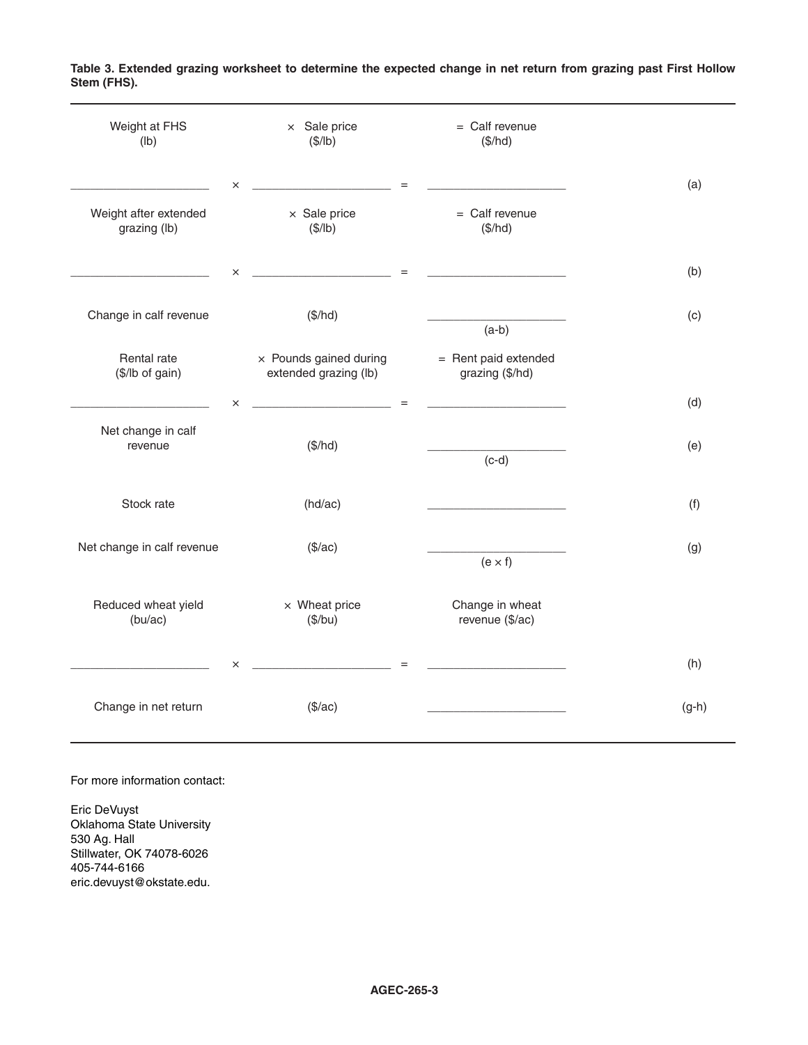**Table 3. Extended grazing worksheet to determine the expected change in net return from grazing past First Hollow Stem (FHS).**

| | | | | | | |
|---|---|---|---|---|---|---|
| Weight at FHS (lb) | | × Sale price ($/lb) | | = Calf revenue ($/hd) | | |
| ____________ | × | ____________ | = | ____________ | | (a) |
| Weight after extended grazing (lb) | | × Sale price ($/lb) | | = Calf revenue ($/hd) | | |
| ____________ | × | ____________ | = | ____________ | | (b) |
| Change in calf revenue | | ($/hd) | | ____________ (a-b) | | (c) |
| Rental rate ($/lb of gain) | | × Pounds gained during extended grazing (lb) | | = Rent paid extended grazing ($/hd) | | |
| ____________ | × | ____________ | = | ____________ | | (d) |
| Net change in calf revenue | | ($/hd) | | ____________ (c-d) | | (e) |
| Stock rate | | (hd/ac) | | ____________ | | (f) |
| Net change in calf revenue | | ($/ac) | | ____________ (e × f) | | (g) |
| Reduced wheat yield (bu/ac) | | × Wheat price ($/bu) | | Change in wheat revenue ($/ac) | | |
| ____________ | × | ____________ | = | ____________ | | (h) |
| Change in net return | | ($/ac) | | ____________ | | (g-h) |

For more information contact:

Eric DeVuyst
Oklahoma State University
530 Ag. Hall
Stillwater, OK 74078-6026
405-744-6166
eric.devuyst@okstate.edu.

**AGEC-265-3**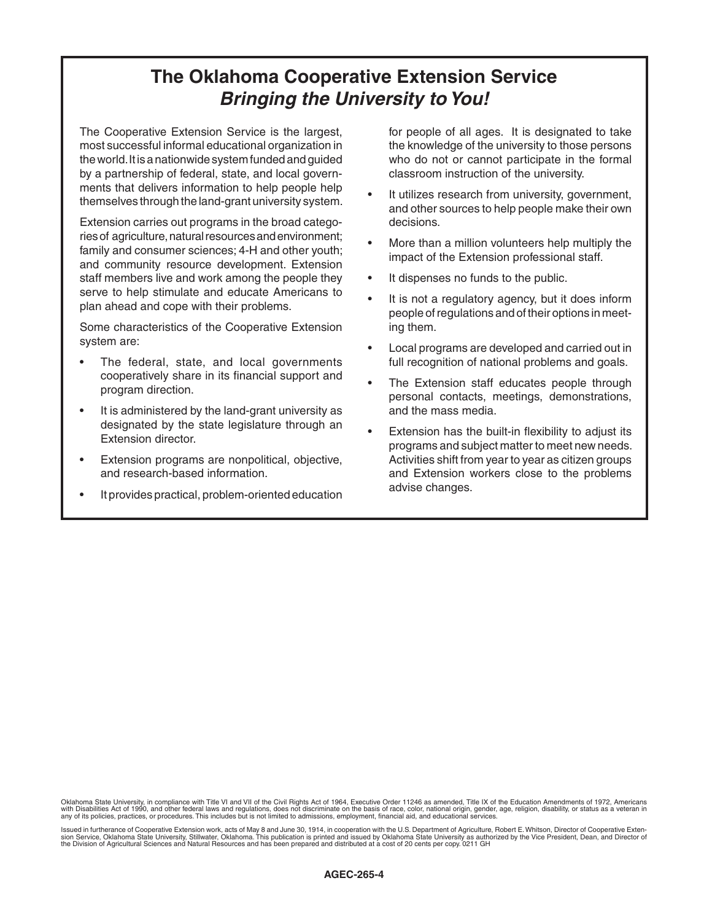# The Oklahoma Cooperative Extension Service
## ***Bringing the University to You!***

The Cooperative Extension Service is the largest, most successful informal educational organization in the world. It is a nationwide system funded and guided by a partnership of federal, state, and local governments that delivers information to help people help themselves through the land-grant university system.

Extension carries out programs in the broad categories of agriculture, natural resources and environment; family and consumer sciences; 4-H and other youth; and community resource development. Extension staff members live and work among the people they serve to help stimulate and educate Americans to plan ahead and cope with their problems.

Some characteristics of the Cooperative Extension system are:

- The federal, state, and local governments cooperatively share in its financial support and program direction.
- It is administered by the land-grant university as designated by the state legislature through an Extension director.
- Extension programs are nonpolitical, objective, and research-based information.
- It provides practical, problem-oriented education for people of all ages. It is designated to take the knowledge of the university to those persons who do not or cannot participate in the formal classroom instruction of the university.
- It utilizes research from university, government, and other sources to help people make their own decisions.
- More than a million volunteers help multiply the impact of the Extension professional staff.
- It dispenses no funds to the public.
- It is not a regulatory agency, but it does inform people of regulations and of their options in meeting them.
- Local programs are developed and carried out in full recognition of national problems and goals.
- The Extension staff educates people through personal contacts, meetings, demonstrations, and the mass media.
- Extension has the built-in flexibility to adjust its programs and subject matter to meet new needs. Activities shift from year to year as citizen groups and Extension workers close to the problems advise changes.

Oklahoma State University, in compliance with Title VI and VII of the Civil Rights Act of 1964, Executive Order 11246 as amended, Title IX of the Education Amendments of 1972, Americans with Disabilities Act of 1990, and other federal laws and regulations, does not discriminate on the basis of race, color, national origin, gender, age, religion, disability, or status as a veteran in any of its policies, practices, or procedures. This includes but is not limited to admissions, employment, financial aid, and educational services.

Issued in furtherance of Cooperative Extension work, acts of May 8 and June 30, 1914, in cooperation with the U.S. Department of Agriculture, Robert E. Whitson, Director of Cooperative Extension Service, Oklahoma State University, Stillwater, Oklahoma. This publication is printed and issued by Oklahoma State University as authorized by the Vice President, Dean, and Director of the Division of Agricultural Sciences and Natural Resources and has been prepared and distributed at a cost of 20 cents per copy. 0211 GH

**AGEC-265-4**